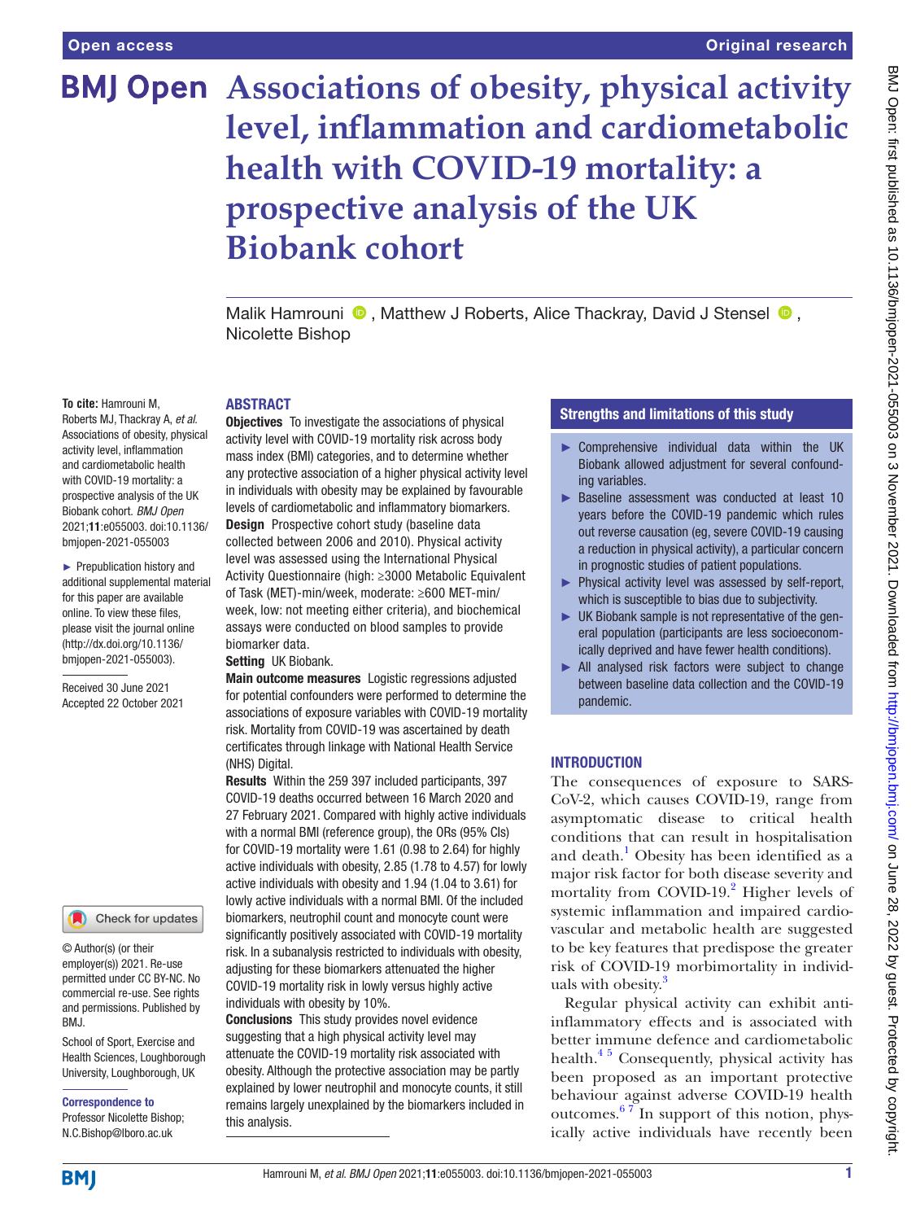# Associations of obesity, physical activity level, inflammation and cardiometabolic health with COVID-19 mortality: a prospective analysis of the UK Biobank cohort

Malik Hamrouni, Matthew J Roberts, Alice Thackray, David J Stensel, Nicolette Bishop

**To cite:** Hamrouni M, Roberts MJ, Thackray A, *et al.* Associations of obesity, physical activity level, inflammation and cardiometabolic health with COVID-19 mortality: a prospective analysis of the UK Biobank cohort. *BMJ Open* 2021;**11**:e055003. doi:10.1136/bmjopen-2021-055003

► Prepublication history and additional supplemental material for this paper are available online. To view these files, please visit the journal online (http://dx.doi.org/10.1136/bmjopen-2021-055003).

Received 30 June 2021
Accepted 22 October 2021

© Author(s) (or their employer(s)) 2021. Re-use permitted under CC BY-NC. No commercial re-use. See rights and permissions. Published by BMJ.

School of Sport, Exercise and Health Sciences, Loughborough University, Loughborough, UK

**Correspondence to**
Professor Nicolette Bishop; N.C.Bishop@lboro.ac.uk

## ABSTRACT

**Objectives** To investigate the associations of physical activity level with COVID-19 mortality risk across body mass index (BMI) categories, and to determine whether any protective association of a higher physical activity level in individuals with obesity may be explained by favourable levels of cardiometabolic and inflammatory biomarkers.

**Design** Prospective cohort study (baseline data collected between 2006 and 2010). Physical activity level was assessed using the International Physical Activity Questionnaire (high: ≥3000 Metabolic Equivalent of Task (MET)-min/week, moderate: ≥600 MET-min/week, low: not meeting either criteria), and biochemical assays were conducted on blood samples to provide biomarker data.

**Setting** UK Biobank.

**Main outcome measures** Logistic regressions adjusted for potential confounders were performed to determine the associations of exposure variables with COVID-19 mortality risk. Mortality from COVID-19 was ascertained by death certificates through linkage with National Health Service (NHS) Digital.

**Results** Within the 259 397 included participants, 397 COVID-19 deaths occurred between 16 March 2020 and 27 February 2021. Compared with highly active individuals with a normal BMI (reference group), the ORs (95% CIs) for COVID-19 mortality were 1.61 (0.98 to 2.64) for highly active individuals with obesity, 2.85 (1.78 to 4.57) for lowly active individuals with obesity and 1.94 (1.04 to 3.61) for lowly active individuals with a normal BMI. Of the included biomarkers, neutrophil count and monocyte count were significantly positively associated with COVID-19 mortality risk. In a subanalysis restricted to individuals with obesity, adjusting for these biomarkers attenuated the higher COVID-19 mortality risk in lowly versus highly active individuals with obesity by 10%.

**Conclusions** This study provides novel evidence suggesting that a high physical activity level may attenuate the COVID-19 mortality risk associated with obesity. Although the protective association may be partly explained by lower neutrophil and monocyte counts, it still remains largely unexplained by the biomarkers included in this analysis.

## Strengths and limitations of this study

- ► Comprehensive individual data within the UK Biobank allowed adjustment for several confounding variables.
- ► Baseline assessment was conducted at least 10 years before the COVID-19 pandemic which rules out reverse causation (eg, severe COVID-19 causing a reduction in physical activity), a particular concern in prognostic studies of patient populations.
- ► Physical activity level was assessed by self-report, which is susceptible to bias due to subjectivity.
- ► UK Biobank sample is not representative of the general population (participants are less socioeconomically deprived and have fewer health conditions).
- ► All analysed risk factors were subject to change between baseline data collection and the COVID-19 pandemic.

## INTRODUCTION

The consequences of exposure to SARS-CoV-2, which causes COVID-19, range from asymptomatic disease to critical health conditions that can result in hospitalisation and death.[1] Obesity has been identified as a major risk factor for both disease severity and mortality from COVID-19.[2] Higher levels of systemic inflammation and impaired cardiovascular and metabolic health are suggested to be key features that predispose the greater risk of COVID-19 morbimortality in individuals with obesity.[3]

Regular physical activity can exhibit anti-inflammatory effects and is associated with better immune defence and cardiometabolic health.[4,5] Consequently, physical activity has been proposed as an important protective behaviour against adverse COVID-19 health outcomes.[6,7] In support of this notion, physically active individuals have recently been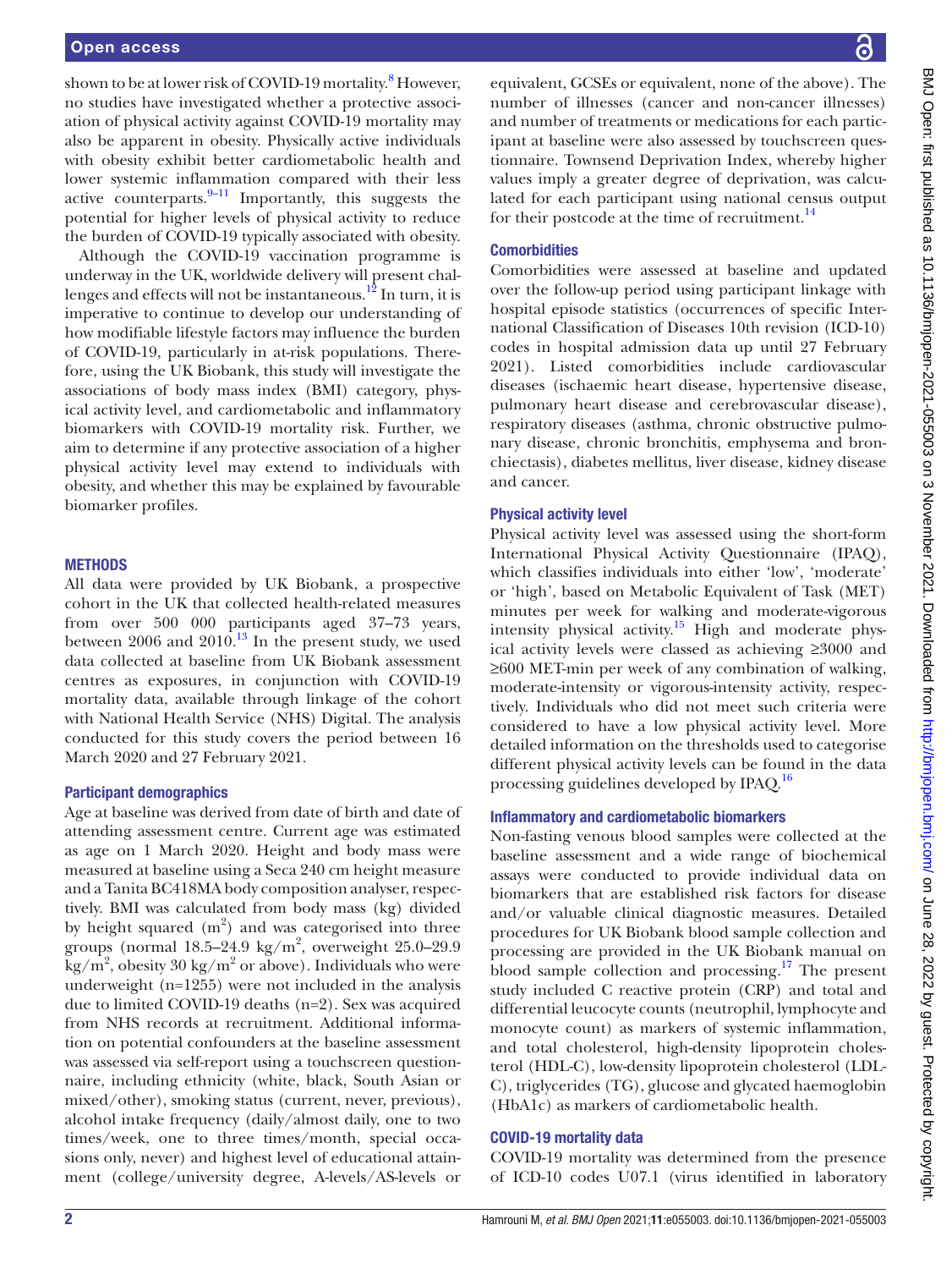shown to be at lower risk of COVID-19 mortality.[8] However, no studies have investigated whether a protective association of physical activity against COVID-19 mortality may also be apparent in obesity. Physically active individuals with obesity exhibit better cardiometabolic health and lower systemic inflammation compared with their less active counterparts.[9–11] Importantly, this suggests the potential for higher levels of physical activity to reduce the burden of COVID-19 typically associated with obesity.

Although the COVID-19 vaccination programme is underway in the UK, worldwide delivery will present challenges and effects will not be instantaneous.[12] In turn, it is imperative to continue to develop our understanding of how modifiable lifestyle factors may influence the burden of COVID-19, particularly in at-risk populations. Therefore, using the UK Biobank, this study will investigate the associations of body mass index (BMI) category, physical activity level, and cardiometabolic and inflammatory biomarkers with COVID-19 mortality risk. Further, we aim to determine if any protective association of a higher physical activity level may extend to individuals with obesity, and whether this may be explained by favourable biomarker profiles.

## METHODS

All data were provided by UK Biobank, a prospective cohort in the UK that collected health-related measures from over 500 000 participants aged 37–73 years, between 2006 and 2010.[13] In the present study, we used data collected at baseline from UK Biobank assessment centres as exposures, in conjunction with COVID-19 mortality data, available through linkage of the cohort with National Health Service (NHS) Digital. The analysis conducted for this study covers the period between 16 March 2020 and 27 February 2021.

### Participant demographics

Age at baseline was derived from date of birth and date of attending assessment centre. Current age was estimated as age on 1 March 2020. Height and body mass were measured at baseline using a Seca 240 cm height measure and a Tanita BC418MA body composition analyser, respectively. BMI was calculated from body mass (kg) divided by height squared ($m^2$) and was categorised into three groups (normal 18.5–24.9 kg/$m^2$, overweight 25.0–29.9 kg/$m^2$, obesity 30 kg/$m^2$ or above). Individuals who were underweight (n=1255) were not included in the analysis due to limited COVID-19 deaths (n=2). Sex was acquired from NHS records at recruitment. Additional information on potential confounders at the baseline assessment was assessed via self-report using a touchscreen questionnaire, including ethnicity (white, black, South Asian or mixed/other), smoking status (current, never, previous), alcohol intake frequency (daily/almost daily, one to two times/week, one to three times/month, special occasions only, never) and highest level of educational attainment (college/university degree, A-levels/AS-levels or equivalent, GCSEs or equivalent, none of the above). The number of illnesses (cancer and non-cancer illnesses) and number of treatments or medications for each participant at baseline were also assessed by touchscreen questionnaire. Townsend Deprivation Index, whereby higher values imply a greater degree of deprivation, was calculated for each participant using national census output for their postcode at the time of recruitment.[14]

### Comorbidities

Comorbidities were assessed at baseline and updated over the follow-up period using participant linkage with hospital episode statistics (occurrences of specific International Classification of Diseases 10th revision (ICD-10) codes in hospital admission data up until 27 February 2021). Listed comorbidities include cardiovascular diseases (ischaemic heart disease, hypertensive disease, pulmonary heart disease and cerebrovascular disease), respiratory diseases (asthma, chronic obstructive pulmonary disease, chronic bronchitis, emphysema and bronchiectasis), diabetes mellitus, liver disease, kidney disease and cancer.

### Physical activity level

Physical activity level was assessed using the short-form International Physical Activity Questionnaire (IPAQ), which classifies individuals into either 'low', 'moderate' or 'high', based on Metabolic Equivalent of Task (MET) minutes per week for walking and moderate-vigorous intensity physical activity.[15] High and moderate physical activity levels were classed as achieving ≥3000 and ≥600 MET-min per week of any combination of walking, moderate-intensity or vigorous-intensity activity, respectively. Individuals who did not meet such criteria were considered to have a low physical activity level. More detailed information on the thresholds used to categorise different physical activity levels can be found in the data processing guidelines developed by IPAQ.[16]

### Inflammatory and cardiometabolic biomarkers

Non-fasting venous blood samples were collected at the baseline assessment and a wide range of biochemical assays were conducted to provide individual data on biomarkers that are established risk factors for disease and/or valuable clinical diagnostic measures. Detailed procedures for UK Biobank blood sample collection and processing are provided in the UK Biobank manual on blood sample collection and processing.[17] The present study included C reactive protein (CRP) and total and differential leucocyte counts (neutrophil, lymphocyte and monocyte count) as markers of systemic inflammation, and total cholesterol, high-density lipoprotein cholesterol (HDL-C), low-density lipoprotein cholesterol (LDL-C), triglycerides (TG), glucose and glycated haemoglobin (HbA1c) as markers of cardiometabolic health.

### COVID-19 mortality data

COVID-19 mortality was determined from the presence of ICD-10 codes U07.1 (virus identified in laboratory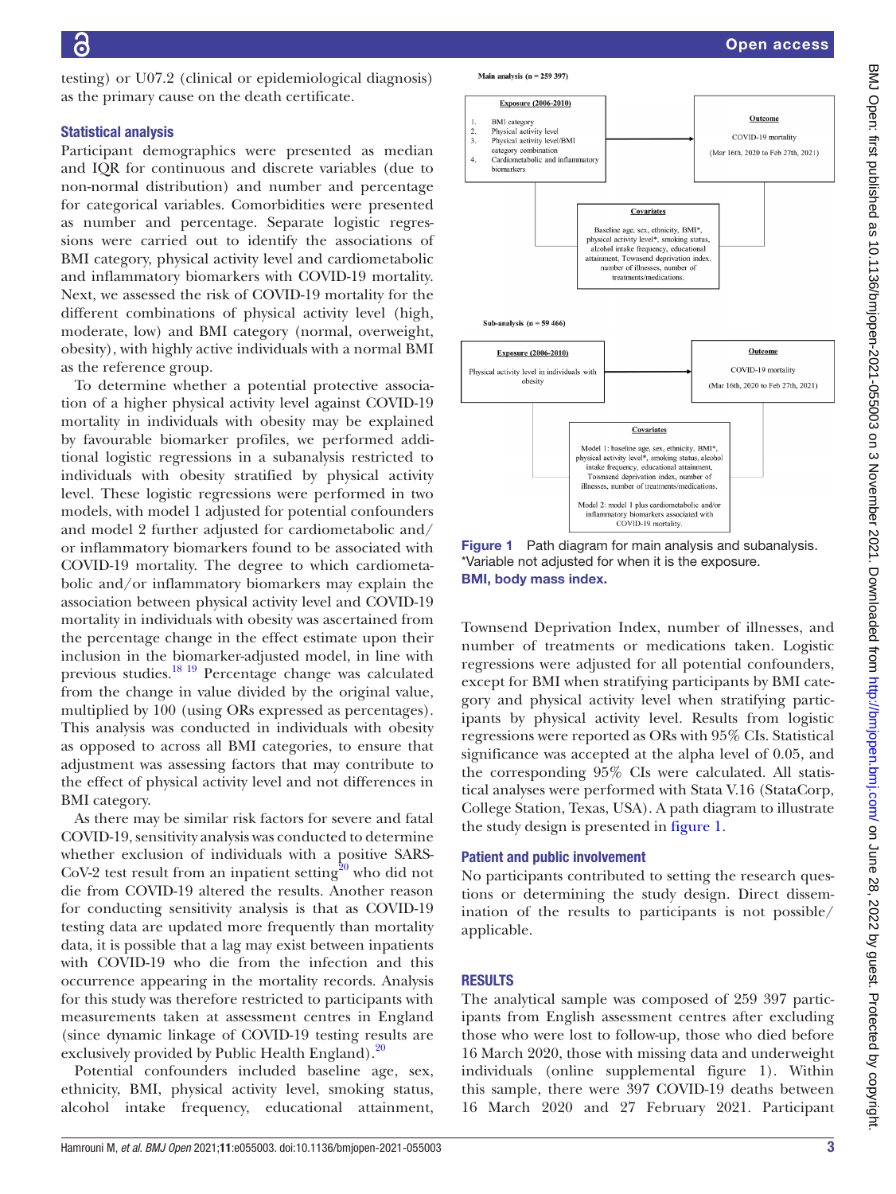testing) or U07.2 (clinical or epidemiological diagnosis) as the primary cause on the death certificate.

### Statistical analysis

Participant demographics were presented as median and IQR for continuous and discrete variables (due to non-normal distribution) and number and percentage for categorical variables. Comorbidities were presented as number and percentage. Separate logistic regressions were carried out to identify the associations of BMI category, physical activity level and cardiometabolic and inflammatory biomarkers with COVID-19 mortality. Next, we assessed the risk of COVID-19 mortality for the different combinations of physical activity level (high, moderate, low) and BMI category (normal, overweight, obesity), with highly active individuals with a normal BMI as the reference group.

To determine whether a potential protective association of a higher physical activity level against COVID-19 mortality in individuals with obesity may be explained by favourable biomarker profiles, we performed additional logistic regressions in a subanalysis restricted to individuals with obesity stratified by physical activity level. These logistic regressions were performed in two models, with model 1 adjusted for potential confounders and model 2 further adjusted for cardiometabolic and/or inflammatory biomarkers found to be associated with COVID-19 mortality. The degree to which cardiometabolic and/or inflammatory biomarkers may explain the association between physical activity level and COVID-19 mortality in individuals with obesity was ascertained from the percentage change in the effect estimate upon their inclusion in the biomarker-adjusted model, in line with previous studies.[18,19] Percentage change was calculated from the change in value divided by the original value, multiplied by 100 (using ORs expressed as percentages). This analysis was conducted in individuals with obesity as opposed to across all BMI categories, to ensure that adjustment was assessing factors that may contribute to the effect of physical activity level and not differences in BMI category.

As there may be similar risk factors for severe and fatal COVID-19, sensitivity analysis was conducted to determine whether exclusion of individuals with a positive SARS-CoV-2 test result from an inpatient setting[20] who did not die from COVID-19 altered the results. Another reason for conducting sensitivity analysis is that as COVID-19 testing data are updated more frequently than mortality data, it is possible that a lag may exist between inpatients with COVID-19 who die from the infection and this occurrence appearing in the mortality records. Analysis for this study was therefore restricted to participants with measurements taken at assessment centres in England (since dynamic linkage of COVID-19 testing results are exclusively provided by Public Health England).[20]

Potential confounders included baseline age, sex, ethnicity, BMI, physical activity level, smoking status, alcohol intake frequency, educational attainment, Townsend Deprivation Index, number of illnesses, and number of treatments or medications taken. Logistic regressions were adjusted for all potential confounders, except for BMI when stratifying participants by BMI category and physical activity level when stratifying participants by physical activity level. Results from logistic regressions were reported as ORs with 95% CIs. Statistical significance was accepted at the alpha level of 0.05, and the corresponding 95% CIs were calculated. All statistical analyses were performed with Stata V.16 (StataCorp, College Station, Texas, USA). A path diagram to illustrate the study design is presented in figure 1.

**Main analysis (n = 259 397)**

| Exposure (2006–2010) | → | Outcome |
|---|---|---|
| 1. BMI category<br>2. Physical activity level<br>3. Physical activity level/BMI category combination<br>4. Cardiometabolic and inflammatory biomarkers | | COVID-19 mortality<br>(Mar 16th, 2020 to Feb 27th, 2021) |

Covariates: Baseline age, sex, ethnicity, BMI*, physical activity level*, smoking status, alcohol intake frequency, educational attainment, Townsend deprivation index, number of illnesses, number of treatments/medications.

**Sub-analysis (n = 59 466)**

| Exposure (2006–2010) | → | Outcome |
|---|---|---|
| Physical activity level in individuals with obesity | | COVID-19 mortality<br>(Mar 16th, 2020 to Feb 27th, 2021) |

Covariates:
Model 1: baseline age, sex, ethnicity, BMI*, physical activity level*, smoking status, alcohol intake frequency, educational attainment, Townsend deprivation index, number of illnesses, number of treatments/medications.
Model 2: model 1 plus cardiometabolic and/or inflammatory biomarkers associated with COVID-19 mortality.

**Figure 1** Path diagram for main analysis and subanalysis. *Variable not adjusted for when it is the exposure. BMI, body mass index.

### Patient and public involvement

No participants contributed to setting the research questions or determining the study design. Direct dissemination of the results to participants is not possible/applicable.

## RESULTS

The analytical sample was composed of 259 397 participants from English assessment centres after excluding those who were lost to follow-up, those who died before 16 March 2020, those with missing data and underweight individuals (online supplemental figure 1). Within this sample, there were 397 COVID-19 deaths between 16 March 2020 and 27 February 2021. Participant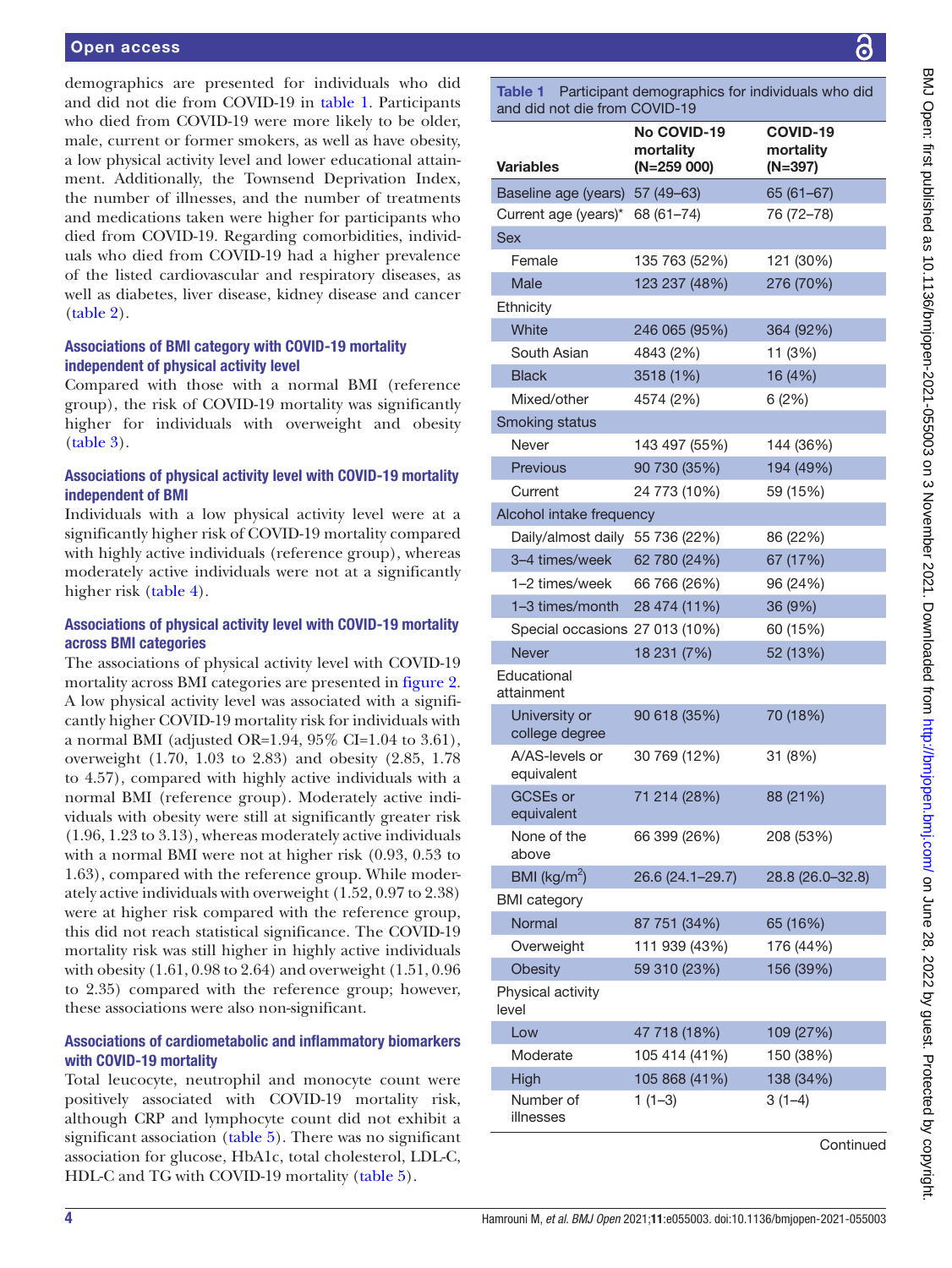demographics are presented for individuals who did and did not die from COVID-19 in table 1. Participants who died from COVID-19 were more likely to be older, male, current or former smokers, as well as have obesity, a low physical activity level and lower educational attainment. Additionally, the Townsend Deprivation Index, the number of illnesses, and the number of treatments and medications taken were higher for participants who died from COVID-19. Regarding comorbidities, individuals who died from COVID-19 had a higher prevalence of the listed cardiovascular and respiratory diseases, as well as diabetes, liver disease, kidney disease and cancer (table 2).

### Associations of BMI category with COVID-19 mortality independent of physical activity level

Compared with those with a normal BMI (reference group), the risk of COVID-19 mortality was significantly higher for individuals with overweight and obesity (table 3).

### Associations of physical activity level with COVID-19 mortality independent of BMI

Individuals with a low physical activity level were at a significantly higher risk of COVID-19 mortality compared with highly active individuals (reference group), whereas moderately active individuals were not at a significantly higher risk (table 4).

### Associations of physical activity level with COVID-19 mortality across BMI categories

The associations of physical activity level with COVID-19 mortality across BMI categories are presented in figure 2. A low physical activity level was associated with a significantly higher COVID-19 mortality risk for individuals with a normal BMI (adjusted OR=1.94, 95% CI=1.04 to 3.61), overweight (1.70, 1.03 to 2.83) and obesity (2.85, 1.78 to 4.57), compared with highly active individuals with a normal BMI (reference group). Moderately active individuals with obesity were still at significantly greater risk (1.96, 1.23 to 3.13), whereas moderately active individuals with a normal BMI were not at higher risk (0.93, 0.53 to 1.63), compared with the reference group. While moderately active individuals with overweight (1.52, 0.97 to 2.38) were at higher risk compared with the reference group, this did not reach statistical significance. The COVID-19 mortality risk was still higher in highly active individuals with obesity (1.61, 0.98 to 2.64) and overweight (1.51, 0.96 to 2.35) compared with the reference group; however, these associations were also non-significant.

### Associations of cardiometabolic and inflammatory biomarkers with COVID-19 mortality

Total leucocyte, neutrophil and monocyte count were positively associated with COVID-19 mortality risk, although CRP and lymphocyte count did not exhibit a significant association (table 5). There was no significant association for glucose, HbA1c, total cholesterol, LDL-C, HDL-C and TG with COVID-19 mortality (table 5).

**Table 1** Participant demographics for individuals who did and did not die from COVID-19

| Variables | No COVID-19 mortality (N=259 000) | COVID-19 mortality (N=397) |
|---|---|---|
| Baseline age (years) | 57 (49–63) | 65 (61–67) |
| Current age (years)* | 68 (61–74) | 76 (72–78) |
| Sex | | |
| Female | 135 763 (52%) | 121 (30%) |
| Male | 123 237 (48%) | 276 (70%) |
| Ethnicity | | |
| White | 246 065 (95%) | 364 (92%) |
| South Asian | 4843 (2%) | 11 (3%) |
| Black | 3518 (1%) | 16 (4%) |
| Mixed/other | 4574 (2%) | 6 (2%) |
| Smoking status | | |
| Never | 143 497 (55%) | 144 (36%) |
| Previous | 90 730 (35%) | 194 (49%) |
| Current | 24 773 (10%) | 59 (15%) |
| Alcohol intake frequency | | |
| Daily/almost daily | 55 736 (22%) | 86 (22%) |
| 3–4 times/week | 62 780 (24%) | 67 (17%) |
| 1–2 times/week | 66 766 (26%) | 96 (24%) |
| 1–3 times/month | 28 474 (11%) | 36 (9%) |
| Special occasions | 27 013 (10%) | 60 (15%) |
| Never | 18 231 (7%) | 52 (13%) |
| Educational attainment | | |
| University or college degree | 90 618 (35%) | 70 (18%) |
| A/AS-levels or equivalent | 30 769 (12%) | 31 (8%) |
| GCSEs or equivalent | 71 214 (28%) | 88 (21%) |
| None of the above | 66 399 (26%) | 208 (53%) |
| BMI (kg/m$^2$) | 26.6 (24.1–29.7) | 28.8 (26.0–32.8) |
| BMI category | | |
| Normal | 87 751 (34%) | 65 (16%) |
| Overweight | 111 939 (43%) | 176 (44%) |
| Obesity | 59 310 (23%) | 156 (39%) |
| Physical activity level | | |
| Low | 47 718 (18%) | 109 (27%) |
| Moderate | 105 414 (41%) | 150 (38%) |
| High | 105 868 (41%) | 138 (34%) |
| Number of illnesses | 1 (1–3) | 3 (1–4) |

Continued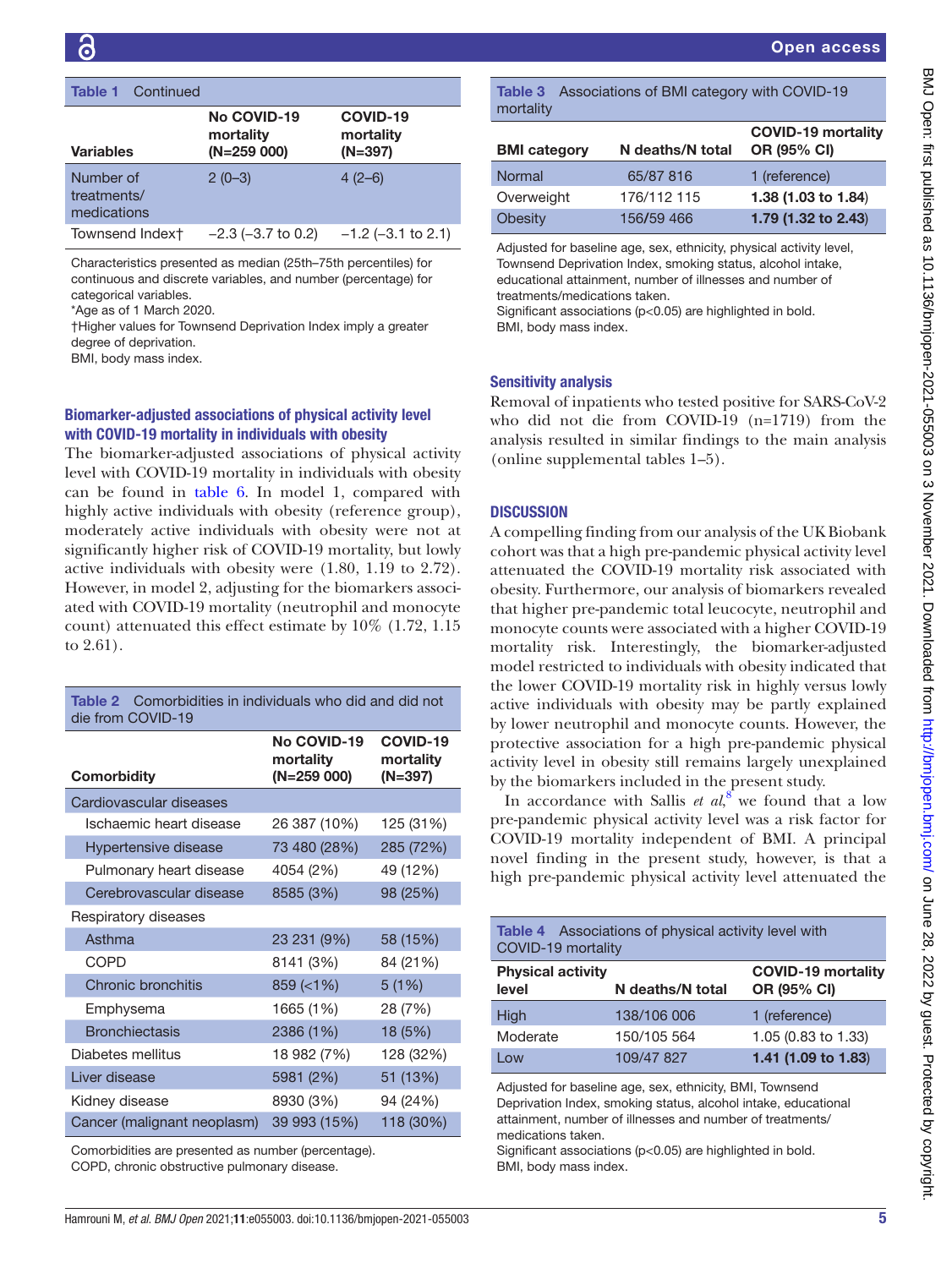**Table 1** Continued

| Variables | No COVID-19 mortality (N=259 000) | COVID-19 mortality (N=397) |
|---|---|---|
| Number of treatments/ medications | 2 (0–3) | 4 (2–6) |
| Townsend Index† | −2.3 (−3.7 to 0.2) | −1.2 (−3.1 to 2.1) |

Characteristics presented as median (25th–75th percentiles) for continuous and discrete variables, and number (percentage) for categorical variables.
*Age as of 1 March 2020.
†Higher values for Townsend Deprivation Index imply a greater degree of deprivation.
BMI, body mass index.

### Biomarker-adjusted associations of physical activity level with COVID-19 mortality in individuals with obesity

The biomarker-adjusted associations of physical activity level with COVID-19 mortality in individuals with obesity can be found in table 6. In model 1, compared with highly active individuals with obesity (reference group), moderately active individuals with obesity were not at significantly higher risk of COVID-19 mortality, but lowly active individuals with obesity were (1.80, 1.19 to 2.72). However, in model 2, adjusting for the biomarkers associated with COVID-19 mortality (neutrophil and monocyte count) attenuated this effect estimate by 10% (1.72, 1.15 to 2.61).

**Table 2** Comorbidities in individuals who did and did not die from COVID-19

| Comorbidity | No COVID-19 mortality (N=259 000) | COVID-19 mortality (N=397) |
|---|---|---|
| Cardiovascular diseases | | |
| Ischaemic heart disease | 26 387 (10%) | 125 (31%) |
| Hypertensive disease | 73 480 (28%) | 285 (72%) |
| Pulmonary heart disease | 4054 (2%) | 49 (12%) |
| Cerebrovascular disease | 8585 (3%) | 98 (25%) |
| Respiratory diseases | | |
| Asthma | 23 231 (9%) | 58 (15%) |
| COPD | 8141 (3%) | 84 (21%) |
| Chronic bronchitis | 859 (<1%) | 5 (1%) |
| Emphysema | 1665 (1%) | 28 (7%) |
| Bronchiectasis | 2386 (1%) | 18 (5%) |
| Diabetes mellitus | 18 982 (7%) | 128 (32%) |
| Liver disease | 5981 (2%) | 51 (13%) |
| Kidney disease | 8930 (3%) | 94 (24%) |
| Cancer (malignant neoplasm) | 39 993 (15%) | 118 (30%) |

Comorbidities are presented as number (percentage).
COPD, chronic obstructive pulmonary disease.

**Table 3** Associations of BMI category with COVID-19 mortality

| BMI category | N deaths/N total | COVID-19 mortality OR (95% CI) |
|---|---|---|
| Normal | 65/87 816 | 1 (reference) |
| Overweight | 176/112 115 | **1.38 (1.03 to 1.84)** |
| Obesity | 156/59 466 | **1.79 (1.32 to 2.43)** |

Adjusted for baseline age, sex, ethnicity, physical activity level, Townsend Deprivation Index, smoking status, alcohol intake, educational attainment, number of illnesses and number of treatments/medications taken.
Significant associations (p<0.05) are highlighted in bold.
BMI, body mass index.

### Sensitivity analysis

Removal of inpatients who tested positive for SARS-CoV-2 who did not die from COVID-19 (n=1719) from the analysis resulted in similar findings to the main analysis (online supplemental tables 1–5).

## DISCUSSION

A compelling finding from our analysis of the UK Biobank cohort was that a high pre-pandemic physical activity level attenuated the COVID-19 mortality risk associated with obesity. Furthermore, our analysis of biomarkers revealed that higher pre-pandemic total leucocyte, neutrophil and monocyte counts were associated with a higher COVID-19 mortality risk. Interestingly, the biomarker-adjusted model restricted to individuals with obesity indicated that the lower COVID-19 mortality risk in highly versus lowly active individuals with obesity may be partly explained by lower neutrophil and monocyte counts. However, the protective association for a high pre-pandemic physical activity level in obesity still remains largely unexplained by the biomarkers included in the present study.

In accordance with Sallis *et al*,[8] we found that a low pre-pandemic physical activity level was a risk factor for COVID-19 mortality independent of BMI. A principal novel finding in the present study, however, is that a high pre-pandemic physical activity level attenuated the

**Table 4** Associations of physical activity level with COVID-19 mortality

| Physical activity level | N deaths/N total | COVID-19 mortality OR (95% CI) |
|---|---|---|
| High | 138/106 006 | 1 (reference) |
| Moderate | 150/105 564 | 1.05 (0.83 to 1.33) |
| Low | 109/47 827 | **1.41 (1.09 to 1.83)** |

Adjusted for baseline age, sex, ethnicity, BMI, Townsend Deprivation Index, smoking status, alcohol intake, educational attainment, number of illnesses and number of treatments/medications taken.
Significant associations (p<0.05) are highlighted in bold.
BMI, body mass index.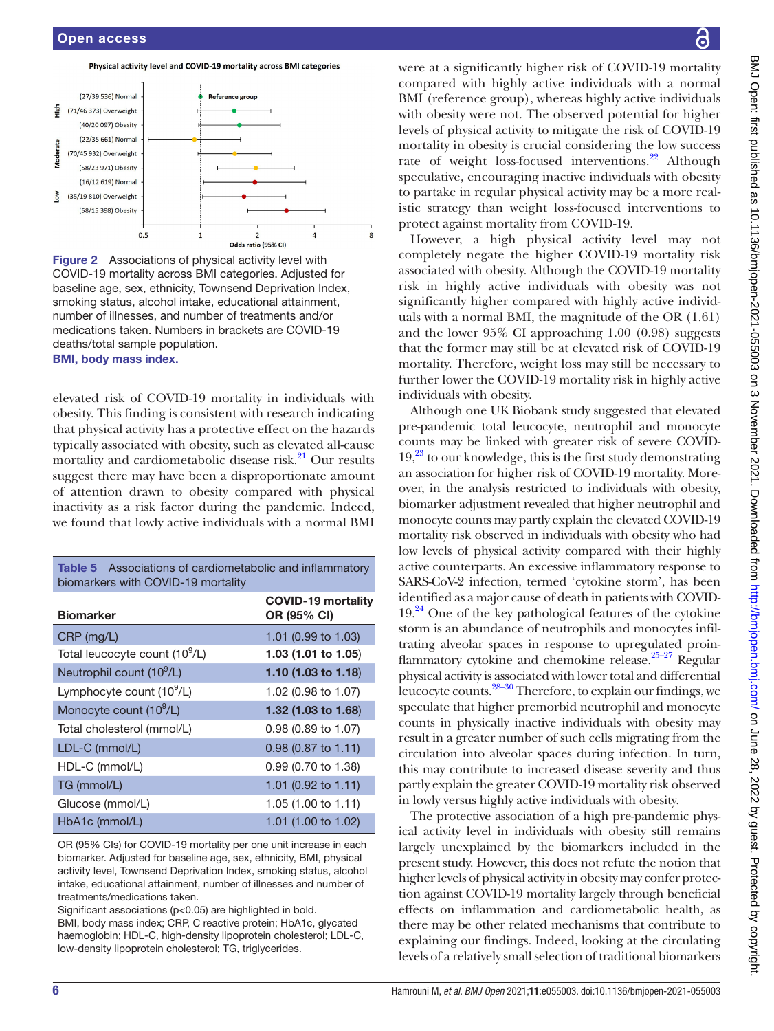Figure 2 Associations of physical activity level with COVID-19 mortality across BMI categories. Adjusted for baseline age, sex, ethnicity, Townsend Deprivation Index, smoking status, alcohol intake, educational attainment, number of illnesses, and number of treatments and/or medications taken. Numbers in brackets are COVID-19 deaths/total sample population.

BMI, body mass index.

elevated risk of COVID-19 mortality in individuals with obesity. This finding is consistent with research indicating that physical activity has a protective effect on the hazards typically associated with obesity, such as elevated all-cause mortality and cardiometabolic disease risk.[21] Our results suggest there may have been a disproportionate amount of attention drawn to obesity compared with physical inactivity as a risk factor during the pandemic. Indeed, we found that lowly active individuals with a normal BMI were at a significantly higher risk of COVID-19 mortality compared with highly active individuals with a normal BMI (reference group), whereas highly active individuals with obesity were not. The observed potential for higher levels of physical activity to mitigate the risk of COVID-19 mortality in obesity is crucial considering the low success rate of weight loss-focused interventions.[22] Although speculative, encouraging inactive individuals with obesity to partake in regular physical activity may be a more realistic strategy than weight loss-focused interventions to protect against mortality from COVID-19.

However, a high physical activity level may not completely negate the higher COVID-19 mortality risk associated with obesity. Although the COVID-19 mortality risk in highly active individuals with obesity was not significantly higher compared with highly active individuals with a normal BMI, the magnitude of the OR (1.61) and the lower 95% CI approaching 1.00 (0.98) suggests that the former may still be at elevated risk of COVID-19 mortality. Therefore, weight loss may still be necessary to further lower the COVID-19 mortality risk in highly active individuals with obesity.

Although one UK Biobank study suggested that elevated pre-pandemic total leucocyte, neutrophil and monocyte counts may be linked with greater risk of severe COVID-19,[23] to our knowledge, this is the first study demonstrating an association for higher risk of COVID-19 mortality. Moreover, in the analysis restricted to individuals with obesity, biomarker adjustment revealed that higher neutrophil and monocyte counts may partly explain the elevated COVID-19 mortality risk observed in individuals with obesity who had low levels of physical activity compared with their highly active counterparts. An excessive inflammatory response to SARS-CoV-2 infection, termed 'cytokine storm', has been identified as a major cause of death in patients with COVID-19.[24] One of the key pathological features of the cytokine storm is an abundance of neutrophils and monocytes infiltrating alveolar spaces in response to upregulated proinflammatory cytokine and chemokine release.[25–27] Regular physical activity is associated with lower total and differential leucocyte counts.[28–30] Therefore, to explain our findings, we speculate that higher premorbid neutrophil and monocyte counts in physically inactive individuals with obesity may result in a greater number of such cells migrating from the circulation into alveolar spaces during infection. In turn, this may contribute to increased disease severity and thus partly explain the greater COVID-19 mortality risk observed in lowly versus highly active individuals with obesity.

The protective association of a high pre-pandemic physical activity level in individuals with obesity still remains largely unexplained by the biomarkers included in the present study. However, this does not refute the notion that higher levels of physical activity in obesity may confer protection against COVID-19 mortality largely through beneficial effects on inflammation and cardiometabolic health, as there may be other related mechanisms that contribute to explaining our findings. Indeed, looking at the circulating levels of a relatively small selection of traditional biomarkers

**Table 5** Associations of cardiometabolic and inflammatory biomarkers with COVID-19 mortality

| Biomarker | COVID-19 mortality OR (95% CI) |
|---|---|
| CRP (mg/L) | 1.01 (0.99 to 1.03) |
| Total leucocyte count ($10^9$/L) | **1.03 (1.01 to 1.05)** |
| Neutrophil count ($10^9$/L) | **1.10 (1.03 to 1.18)** |
| Lymphocyte count ($10^9$/L) | 1.02 (0.98 to 1.07) |
| Monocyte count ($10^9$/L) | **1.32 (1.03 to 1.68)** |
| Total cholesterol (mmol/L) | 0.98 (0.89 to 1.07) |
| LDL-C (mmol/L) | 0.98 (0.87 to 1.11) |
| HDL-C (mmol/L) | 0.99 (0.70 to 1.38) |
| TG (mmol/L) | 1.01 (0.92 to 1.11) |
| Glucose (mmol/L) | 1.05 (1.00 to 1.11) |
| HbA1c (mmol/L) | 1.01 (1.00 to 1.02) |

OR (95% CIs) for COVID-19 mortality per one unit increase in each biomarker. Adjusted for baseline age, sex, ethnicity, BMI, physical activity level, Townsend Deprivation Index, smoking status, alcohol intake, educational attainment, number of illnesses and number of treatments/medications taken.

Significant associations ($p<0.05$) are highlighted in bold.

BMI, body mass index; CRP, C reactive protein; HbA1c, glycated haemoglobin; HDL-C, high-density lipoprotein cholesterol; LDL-C, low-density lipoprotein cholesterol; TG, triglycerides.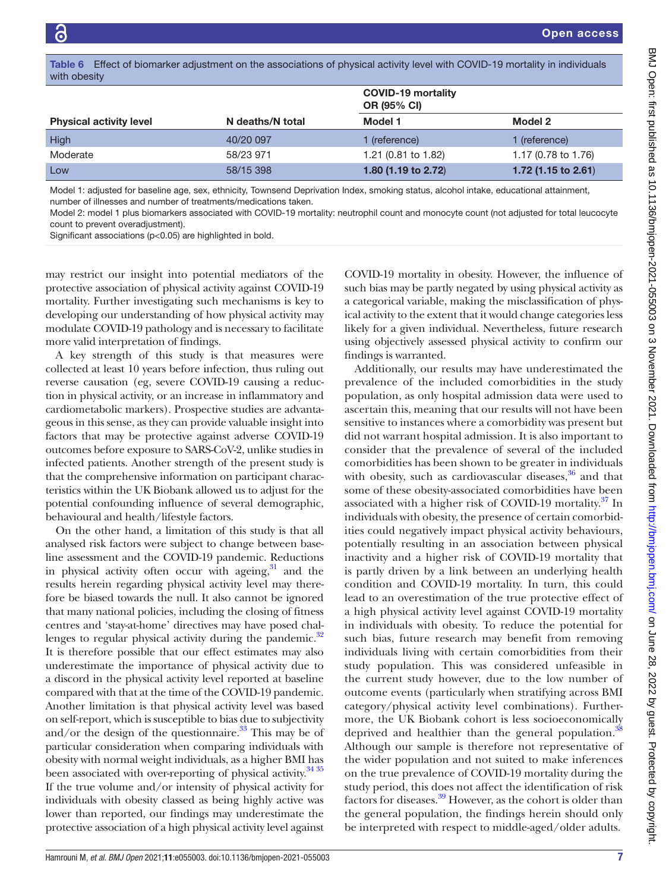**Table 6** Effect of biomarker adjustment on the associations of physical activity level with COVID-19 mortality in individuals with obesity

| Physical activity level | N deaths/N total | COVID-19 mortality OR (95% CI) | |
|---|---|---|---|
| | | Model 1 | Model 2 |
| High | 40/20 097 | 1 (reference) | 1 (reference) |
| Moderate | 58/23 971 | 1.21 (0.81 to 1.82) | 1.17 (0.78 to 1.76) |
| Low | 58/15 398 | **1.80 (1.19 to 2.72)** | **1.72 (1.15 to 2.61)** |

Model 1: adjusted for baseline age, sex, ethnicity, Townsend Deprivation Index, smoking status, alcohol intake, educational attainment, number of illnesses and number of treatments/medications taken.
Model 2: model 1 plus biomarkers associated with COVID-19 mortality: neutrophil count and monocyte count (not adjusted for total leucocyte count to prevent overadjustment).
Significant associations ($p<0.05$) are highlighted in bold.

may restrict our insight into potential mediators of the protective association of physical activity against COVID-19 mortality. Further investigating such mechanisms is key to developing our understanding of how physical activity may modulate COVID-19 pathology and is necessary to facilitate more valid interpretation of findings.

A key strength of this study is that measures were collected at least 10 years before infection, thus ruling out reverse causation (eg, severe COVID-19 causing a reduction in physical activity, or an increase in inflammatory and cardiometabolic markers). Prospective studies are advantageous in this sense, as they can provide valuable insight into factors that may be protective against adverse COVID-19 outcomes before exposure to SARS-CoV-2, unlike studies in infected patients. Another strength of the present study is that the comprehensive information on participant characteristics within the UK Biobank allowed us to adjust for the potential confounding influence of several demographic, behavioural and health/lifestyle factors.

On the other hand, a limitation of this study is that all analysed risk factors were subject to change between baseline assessment and the COVID-19 pandemic. Reductions in physical activity often occur with ageing,[31] and the results herein regarding physical activity level may therefore be biased towards the null. It also cannot be ignored that many national policies, including the closing of fitness centres and 'stay-at-home' directives may have posed challenges to regular physical activity during the pandemic.[32] It is therefore possible that our effect estimates may also underestimate the importance of physical activity due to a discord in the physical activity level reported at baseline compared with that at the time of the COVID-19 pandemic. Another limitation is that physical activity level was based on self-report, which is susceptible to bias due to subjectivity and/or the design of the questionnaire.[33] This may be of particular consideration when comparing individuals with obesity with normal weight individuals, as a higher BMI has been associated with over-reporting of physical activity.[34 35] If the true volume and/or intensity of physical activity for individuals with obesity classed as being highly active was lower than reported, our findings may underestimate the protective association of a high physical activity level against COVID-19 mortality in obesity. However, the influence of such bias may be partly negated by using physical activity as a categorical variable, making the misclassification of physical activity to the extent that it would change categories less likely for a given individual. Nevertheless, future research using objectively assessed physical activity to confirm our findings is warranted.

Additionally, our results may have underestimated the prevalence of the included comorbidities in the study population, as only hospital admission data were used to ascertain this, meaning that our results will not have been sensitive to instances where a comorbidity was present but did not warrant hospital admission. It is also important to consider that the prevalence of several of the included comorbidities has been shown to be greater in individuals with obesity, such as cardiovascular diseases,[36] and that some of these obesity-associated comorbidities have been associated with a higher risk of COVID-19 mortality.[37] In individuals with obesity, the presence of certain comorbidities could negatively impact physical activity behaviours, potentially resulting in an association between physical inactivity and a higher risk of COVID-19 mortality that is partly driven by a link between an underlying health condition and COVID-19 mortality. In turn, this could lead to an overestimation of the true protective effect of a high physical activity level against COVID-19 mortality in individuals with obesity. To reduce the potential for such bias, future research may benefit from removing individuals living with certain comorbidities from their study population. This was considered unfeasible in the current study however, due to the low number of outcome events (particularly when stratifying across BMI category/physical activity level combinations). Furthermore, the UK Biobank cohort is less socioeconomically deprived and healthier than the general population.[38] Although our sample is therefore not representative of the wider population and not suited to make inferences on the true prevalence of COVID-19 mortality during the study period, this does not affect the identification of risk factors for diseases.[39] However, as the cohort is older than the general population, the findings herein should only be interpreted with respect to middle-aged/older adults.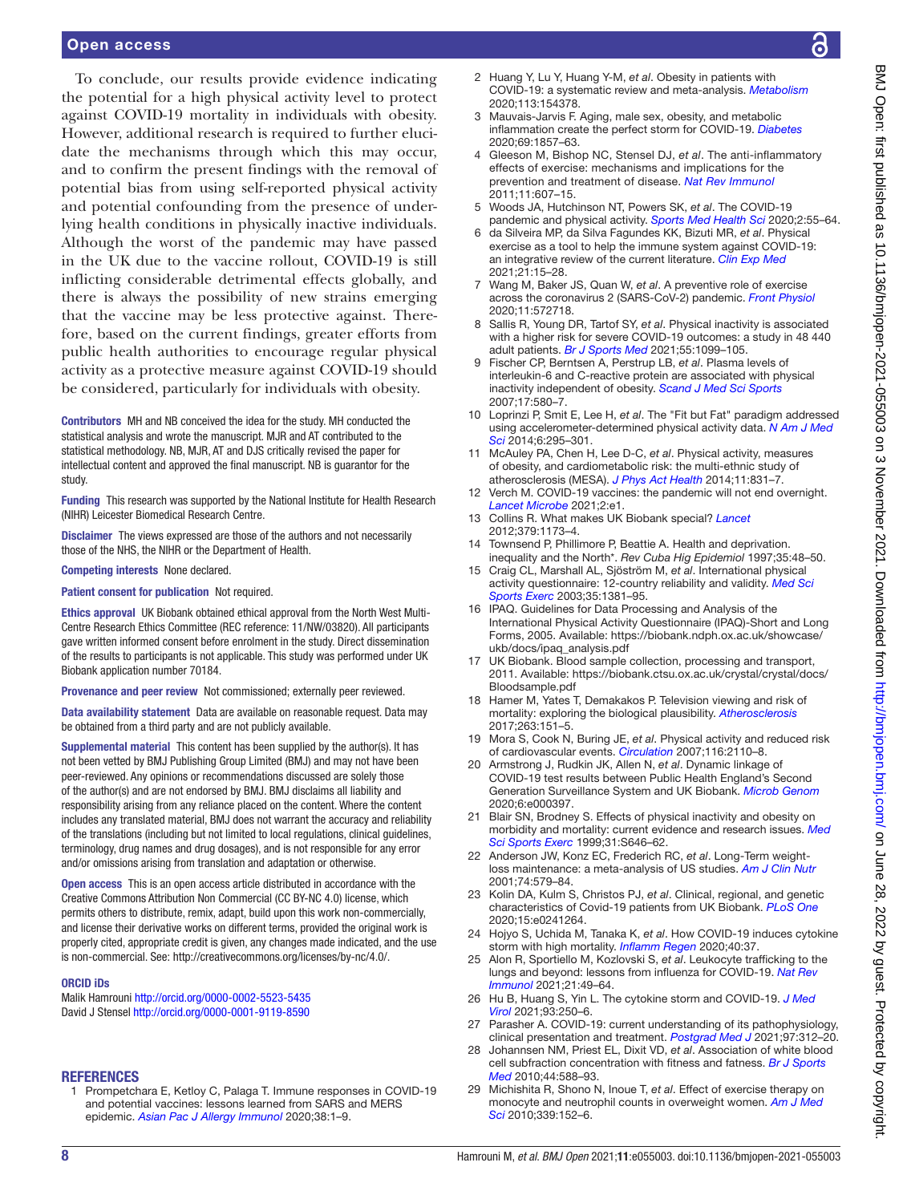To conclude, our results provide evidence indicating the potential for a high physical activity level to protect against COVID-19 mortality in individuals with obesity. However, additional research is required to further elucidate the mechanisms through which this may occur, and to confirm the present findings with the removal of potential bias from using self-reported physical activity and potential confounding from the presence of underlying health conditions in physically inactive individuals. Although the worst of the pandemic may have passed in the UK due to the vaccine rollout, COVID-19 is still inflicting considerable detrimental effects globally, and there is always the possibility of new strains emerging that the vaccine may be less protective against. Therefore, based on the current findings, greater efforts from public health authorities to encourage regular physical activity as a protective measure against COVID-19 should be considered, particularly for individuals with obesity.

**Contributors** MH and NB conceived the idea for the study. MH conducted the statistical analysis and wrote the manuscript. MJR and AT contributed to the statistical methodology. NB, MJR, AT and DJS critically revised the paper for intellectual content and approved the final manuscript. NB is guarantor for the study.

**Funding** This research was supported by the National Institute for Health Research (NIHR) Leicester Biomedical Research Centre.

**Disclaimer** The views expressed are those of the authors and not necessarily those of the NHS, the NIHR or the Department of Health.

**Competing interests** None declared.

**Patient consent for publication** Not required.

**Ethics approval** UK Biobank obtained ethical approval from the North West Multi-Centre Research Ethics Committee (REC reference: 11/NW/03820). All participants gave written informed consent before enrolment in the study. Direct dissemination of the results to participants is not applicable. This study was performed under UK Biobank application number 70184.

**Provenance and peer review** Not commissioned; externally peer reviewed.

**Data availability statement** Data are available on reasonable request. Data may be obtained from a third party and are not publicly available.

**Supplemental material** This content has been supplied by the author(s). It has not been vetted by BMJ Publishing Group Limited (BMJ) and may not have been peer-reviewed. Any opinions or recommendations discussed are solely those of the author(s) and are not endorsed by BMJ. BMJ disclaims all liability and responsibility arising from any reliance placed on the content. Where the content includes any translated material, BMJ does not warrant the accuracy and reliability of the translations (including but not limited to local regulations, clinical guidelines, terminology, drug names and drug dosages), and is not responsible for any error and/or omissions arising from translation and adaptation or otherwise.

**Open access** This is an open access article distributed in accordance with the Creative Commons Attribution Non Commercial (CC BY-NC 4.0) license, which permits others to distribute, remix, adapt, build upon this work non-commercially, and license their derivative works on different terms, provided the original work is properly cited, appropriate credit is given, any changes made indicated, and the use is non-commercial. See: http://creativecommons.org/licenses/by-nc/4.0/.

**ORCID iDs**

Malik Hamrouni http://orcid.org/0000-0002-5523-5435
David J Stensel http://orcid.org/0000-0001-9119-8590

## REFERENCES

1. Prompetchara E, Ketloy C, Palaga T. Immune responses in COVID-19 and potential vaccines: lessons learned from SARS and MERS epidemic. *Asian Pac J Allergy Immunol* 2020;38:1–9.
2. Huang Y, Lu Y, Huang Y-M, *et al*. Obesity in patients with COVID-19: a systematic review and meta-analysis. *Metabolism* 2020;113:154378.
3. Mauvais-Jarvis F. Aging, male sex, obesity, and metabolic inflammation create the perfect storm for COVID-19. *Diabetes* 2020;69:1857–63.
4. Gleeson M, Bishop NC, Stensel DJ, *et al*. The anti-inflammatory effects of exercise: mechanisms and implications for the prevention and treatment of disease. *Nat Rev Immunol* 2011;11:607–15.
5. Woods JA, Hutchinson NT, Powers SK, *et al*. The COVID-19 pandemic and physical activity. *Sports Med Health Sci* 2020;2:55–64.
6. da Silveira MP, da Silva Fagundes KK, Bizuti MR, *et al*. Physical exercise as a tool to help the immune system against COVID-19: an integrative review of the current literature. *Clin Exp Med* 2021;21:15–28.
7. Wang M, Baker JS, Quan W, *et al*. A preventive role of exercise across the coronavirus 2 (SARS-CoV-2) pandemic. *Front Physiol* 2020;11:572718.
8. Sallis R, Young DR, Tartof SY, *et al*. Physical inactivity is associated with a higher risk for severe COVID-19 outcomes: a study in 48 440 adult patients. *Br J Sports Med* 2021;55:1099–105.
9. Fischer CP, Berntsen A, Perstrup LB, *et al*. Plasma levels of interleukin-6 and C-reactive protein are associated with physical inactivity independent of obesity. *Scand J Med Sci Sports* 2007;17:580–7.
10. Loprinzi P, Smit E, Lee H, *et al*. The "Fit but Fat" paradigm addressed using accelerometer-determined physical activity data. *N Am J Med Sci* 2014;6:295–301.
11. McAuley PA, Chen H, Lee D-C, *et al*. Physical activity, measures of obesity, and cardiometabolic risk: the multi-ethnic study of atherosclerosis (MESA). *J Phys Act Health* 2014;11:831–7.
12. Verch M. COVID-19 vaccines: the pandemic will not end overnight. *Lancet Microbe* 2021;2:e1.
13. Collins R. What makes UK Biobank special? *Lancet* 2012;379:1173–4.
14. Townsend P, Phillimore P, Beattie A. Health and deprivation. inequality and the North*. *Rev Cuba Hig Epidemiol* 1997;35:48–50.
15. Craig CL, Marshall AL, Sjöström M, *et al*. International physical activity questionnaire: 12-country reliability and validity. *Med Sci Sports Exerc* 2003;35:1381–95.
16. IPAQ. Guidelines for Data Processing and Analysis of the International Physical Activity Questionnaire (IPAQ)-Short and Long Forms, 2005. Available: https://biobank.ndph.ox.ac.uk/showcase/ukb/docs/ipaq_analysis.pdf
17. UK Biobank. Blood sample collection, processing and transport, 2011. Available: https://biobank.ctsu.ox.ac.uk/crystal/crystal/docs/Bloodsample.pdf
18. Hamer M, Yates T, Demakakos P. Television viewing and risk of mortality: exploring the biological plausibility. *Atherosclerosis* 2017;263:151–5.
19. Mora S, Cook N, Buring JE, *et al*. Physical activity and reduced risk of cardiovascular events. *Circulation* 2007;116:2110–8.
20. Armstrong J, Rudkin JK, Allen N, *et al*. Dynamic linkage of COVID-19 test results between Public Health England's Second Generation Surveillance System and UK Biobank. *Microb Genom* 2020;6:e000397.
21. Blair SN, Brodney S. Effects of physical inactivity and obesity on morbidity and mortality: current evidence and research issues. *Med Sci Sports Exerc* 1999;31:S646–62.
22. Anderson JW, Konz EC, Frederich RC, *et al*. Long-Term weight-loss maintenance: a meta-analysis of US studies. *Am J Clin Nutr* 2001;74:579–84.
23. Kolin DA, Kulm S, Christos PJ, *et al*. Clinical, regional, and genetic characteristics of Covid-19 patients from UK Biobank. *PLoS One* 2020;15:e0241264.
24. Hojyo S, Uchida M, Tanaka K, *et al*. How COVID-19 induces cytokine storm with high mortality. *Inflamm Regen* 2020;40:37.
25. Alon R, Sportiello M, Kozlovski S, *et al*. Leukocyte trafficking to the lungs and beyond: lessons from influenza for COVID-19. *Nat Rev Immunol* 2021;21:49–64.
26. Hu B, Huang S, Yin L. The cytokine storm and COVID-19. *J Med Virol* 2021;93:250–6.
27. Parasher A. COVID-19: current understanding of its pathophysiology, clinical presentation and treatment. *Postgrad Med J* 2021;97:312–20.
28. Johannsen NM, Priest EL, Dixit VD, *et al*. Association of white blood cell subfraction concentration with fitness and fatness. *Br J Sports Med* 2010;44:588–93.
29. Michishita R, Shono N, Inoue T, *et al*. Effect of exercise therapy on monocyte and neutrophil counts in overweight women. *Am J Med Sci* 2010;339:152–6.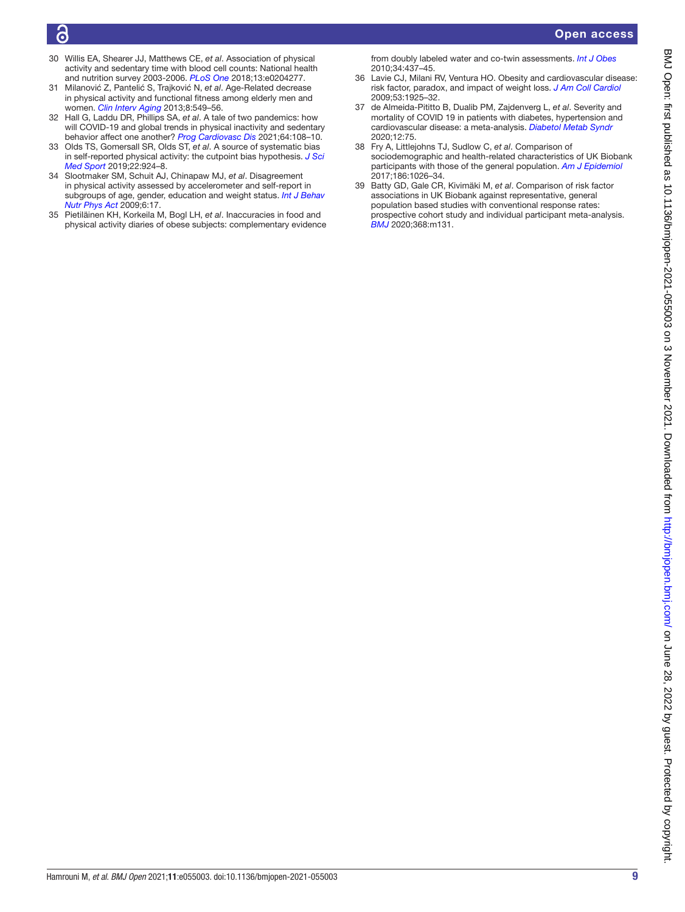30 Willis EA, Shearer JJ, Matthews CE, *et al*. Association of physical activity and sedentary time with blood cell counts: National health and nutrition survey 2003-2006. *PLoS One* 2018;13:e0204277.
31 Milanović Z, Pantelić S, Trajković N, *et al*. Age-Related decrease in physical activity and functional fitness among elderly men and women. *Clin Interv Aging* 2013;8:549–56.
32 Hall G, Laddu DR, Phillips SA, *et al*. A tale of two pandemics: how will COVID-19 and global trends in physical inactivity and sedentary behavior affect one another? *Prog Cardiovasc Dis* 2021;64:108–10.
33 Olds TS, Gomersall SR, Olds ST, *et al*. A source of systematic bias in self-reported physical activity: the cutpoint bias hypothesis. *J Sci Med Sport* 2019;22:924–8.
34 Slootmaker SM, Schuit AJ, Chinapaw MJ, *et al*. Disagreement in physical activity assessed by accelerometer and self-report in subgroups of age, gender, education and weight status. *Int J Behav Nutr Phys Act* 2009;6:17.
35 Pietiläinen KH, Korkeila M, Bogl LH, *et al*. Inaccuracies in food and physical activity diaries of obese subjects: complementary evidence from doubly labeled water and co-twin assessments. *Int J Obes* 2010;34:437–45.
36 Lavie CJ, Milani RV, Ventura HO. Obesity and cardiovascular disease: risk factor, paradox, and impact of weight loss. *J Am Coll Cardiol* 2009;53:1925–32.
37 de Almeida-Pititto B, Dualib PM, Zajdenverg L, *et al*. Severity and mortality of COVID 19 in patients with diabetes, hypertension and cardiovascular disease: a meta-analysis. *Diabetol Metab Syndr* 2020;12:75.
38 Fry A, Littlejohns TJ, Sudlow C, *et al*. Comparison of sociodemographic and health-related characteristics of UK Biobank participants with those of the general population. *Am J Epidemiol* 2017;186:1026–34.
39 Batty GD, Gale CR, Kivimäki M, *et al*. Comparison of risk factor associations in UK Biobank against representative, general population based studies with conventional response rates: prospective cohort study and individual participant meta-analysis. *BMJ* 2020;368:m131.